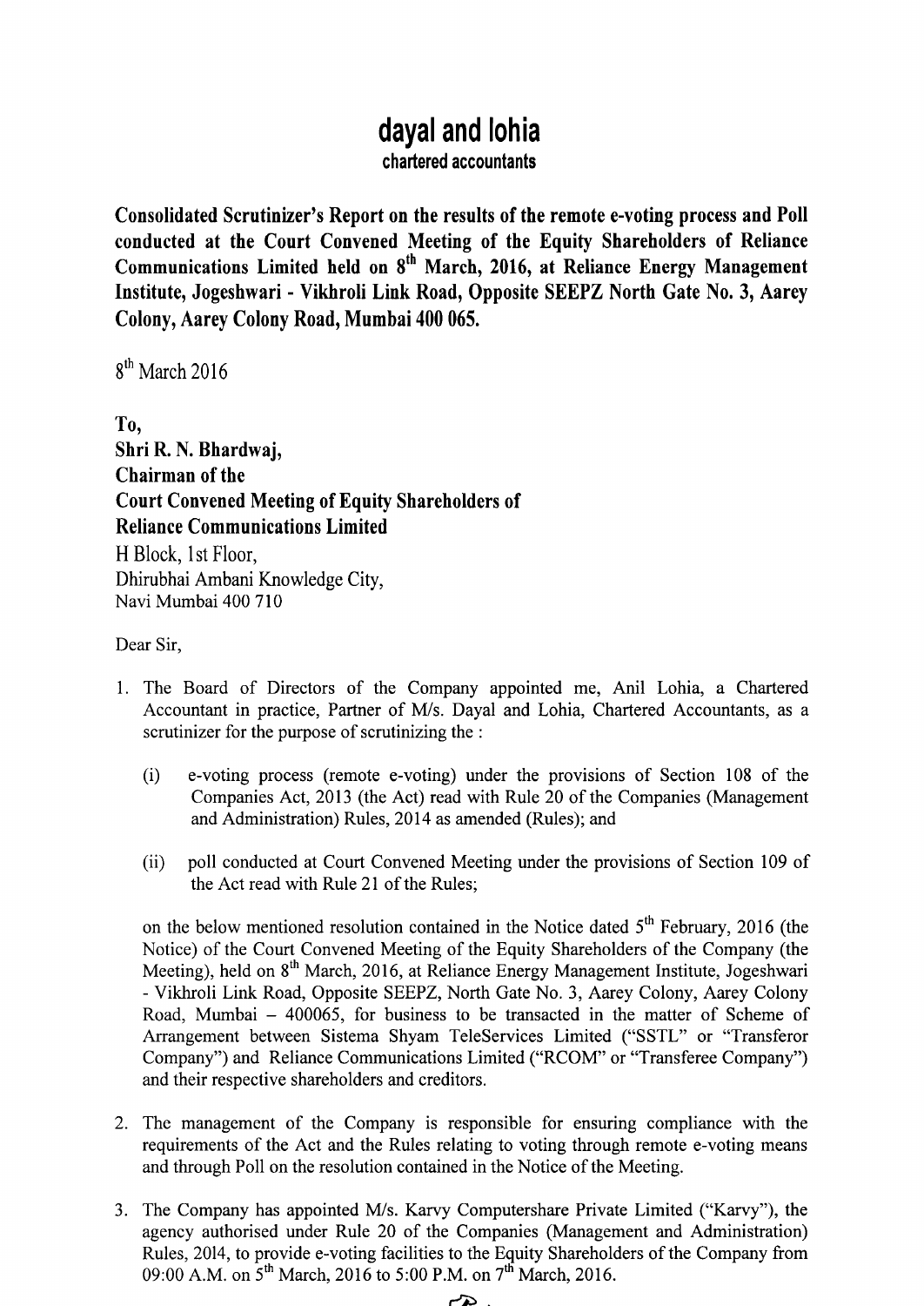# dayal and lohia

**chartered accountants**

**Consolidated Scrutinizer's Report on the results of the remote e-voting process and Poll conducted at the Court Convened Meeting of the Equity Shareholders of Reliance Communications Limited held on 8th March, 2016, at Reliance Energy Management Institute, Jogeshwari - Vikhroli Link Road, Opposite SEEPZ North Gate No. 3, Aarey Colony, Aarey Colony Road, Mumbai 400 065.**

8th March 2016

**To,**
**Shri R. N. Bhardwaj,**
**Chairman of the**
**Court Convened Meeting of Equity Shareholders of**
**Reliance Communications Limited**
H Block, 1st Floor,
Dhirubhai Ambani Knowledge City,
Navi Mumbai 400 710

Dear Sir,

1. The Board of Directors of the Company appointed me, Anil Lohia, a Chartered Accountant in practice, Partner of M/s. Dayal and Lohia, Chartered Accountants, as a scrutinizer for the purpose of scrutinizing the :

   (i) e-voting process (remote e-voting) under the provisions of Section 108 of the Companies Act, 2013 (the Act) read with Rule 20 of the Companies (Management and Administration) Rules, 2014 as amended (Rules); and

   (ii) poll conducted at Court Convened Meeting under the provisions of Section 109 of the Act read with Rule 21 of the Rules;

   on the below mentioned resolution contained in the Notice dated 5th February, 2016 (the Notice) of the Court Convened Meeting of the Equity Shareholders of the Company (the Meeting), held on 8th March, 2016, at Reliance Energy Management Institute, Jogeshwari - Vikhroli Link Road, Opposite SEEPZ, North Gate No. 3, Aarey Colony, Aarey Colony Road, Mumbai – 400065, for business to be transacted in the matter of Scheme of Arrangement between Sistema Shyam TeleServices Limited ("SSTL" or "Transferor Company") and Reliance Communications Limited ("RCOM" or "Transferee Company") and their respective shareholders and creditors.

2. The management of the Company is responsible for ensuring compliance with the requirements of the Act and the Rules relating to voting through remote e-voting means and through Poll on the resolution contained in the Notice of the Meeting.

3. The Company has appointed M/s. Karvy Computershare Private Limited ("Karvy"), the agency authorised under Rule 20 of the Companies (Management and Administration) Rules, 2014, to provide e-voting facilities to the Equity Shareholders of the Company from 09:00 A.M. on 5th March, 2016 to 5:00 P.M. on 7th March, 2016.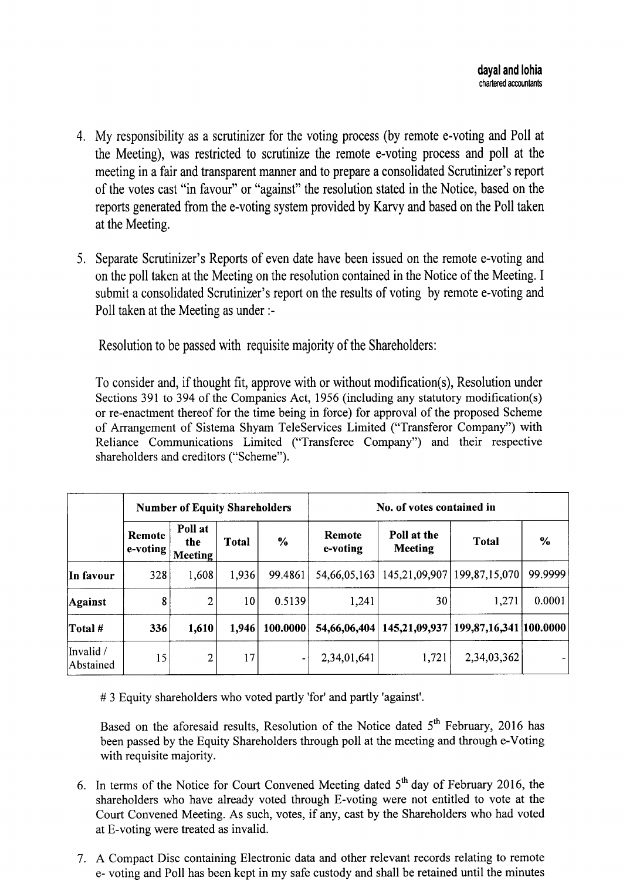4. My responsibility as a scrutinizer for the voting process (by remote e-voting and Poll at the Meeting), was restricted to scrutinize the remote e-voting process and poll at the meeting in a fair and transparent manner and to prepare a consolidated Scrutinizer's report of the votes cast "in favour" or "against" the resolution stated in the Notice, based on the reports generated from the e-voting system provided by Karvy and based on the Poll taken at the Meeting.

5. Separate Scrutinizer's Reports of even date have been issued on the remote e-voting and on the poll taken at the Meeting on the resolution contained in the Notice of the Meeting. I submit a consolidated Scrutinizer's report on the results of voting by remote e-voting and Poll taken at the Meeting as under :-

   Resolution to be passed with requisite majority of the Shareholders:

   To consider and, if thought fit, approve with or without modification(s), Resolution under Sections 391 to 394 of the Companies Act, 1956 (including any statutory modification(s) or re-enactment thereof for the time being in force) for approval of the proposed Scheme of Arrangement of Sistema Shyam TeleServices Limited ("Transferor Company") with Reliance Communications Limited ("Transferee Company") and their respective shareholders and creditors ("Scheme").

| | Number of Equity Shareholders | | | | No. of votes contained in | | | |
|---|---|---|---|---|---|---|---|---|
| | Remote e-voting | Poll at the Meeting | Total | % | Remote e-voting | Poll at the Meeting | Total | % |
| **In favour** | 328 | 1,608 | 1,936 | 99.4861 | 54,66,05,163 | 145,21,09,907 | 199,87,15,070 | 99.9999 |
| **Against** | 8 | 2 | 10 | 0.5139 | 1,241 | 30 | 1,271 | 0.0001 |
| **Total #** | **336** | **1,610** | **1,946** | **100.0000** | **54,66,06,404** | **145,21,09,937** | **199,87,16,341** | **100.0000** |
| Invalid / Abstained | 15 | 2 | 17 | - | 2,34,01,641 | 1,721 | 2,34,03,362 | - |

   # 3 Equity shareholders who voted partly 'for' and partly 'against'.

   Based on the aforesaid results, Resolution of the Notice dated 5th February, 2016 has been passed by the Equity Shareholders through poll at the meeting and through e-Voting with requisite majority.

6. In terms of the Notice for Court Convened Meeting dated 5th day of February 2016, the shareholders who have already voted through E-voting were not entitled to vote at the Court Convened Meeting. As such, votes, if any, cast by the Shareholders who had voted at E-voting were treated as invalid.

7. A Compact Disc containing Electronic data and other relevant records relating to remote e- voting and Poll has been kept in my safe custody and shall be retained until the minutes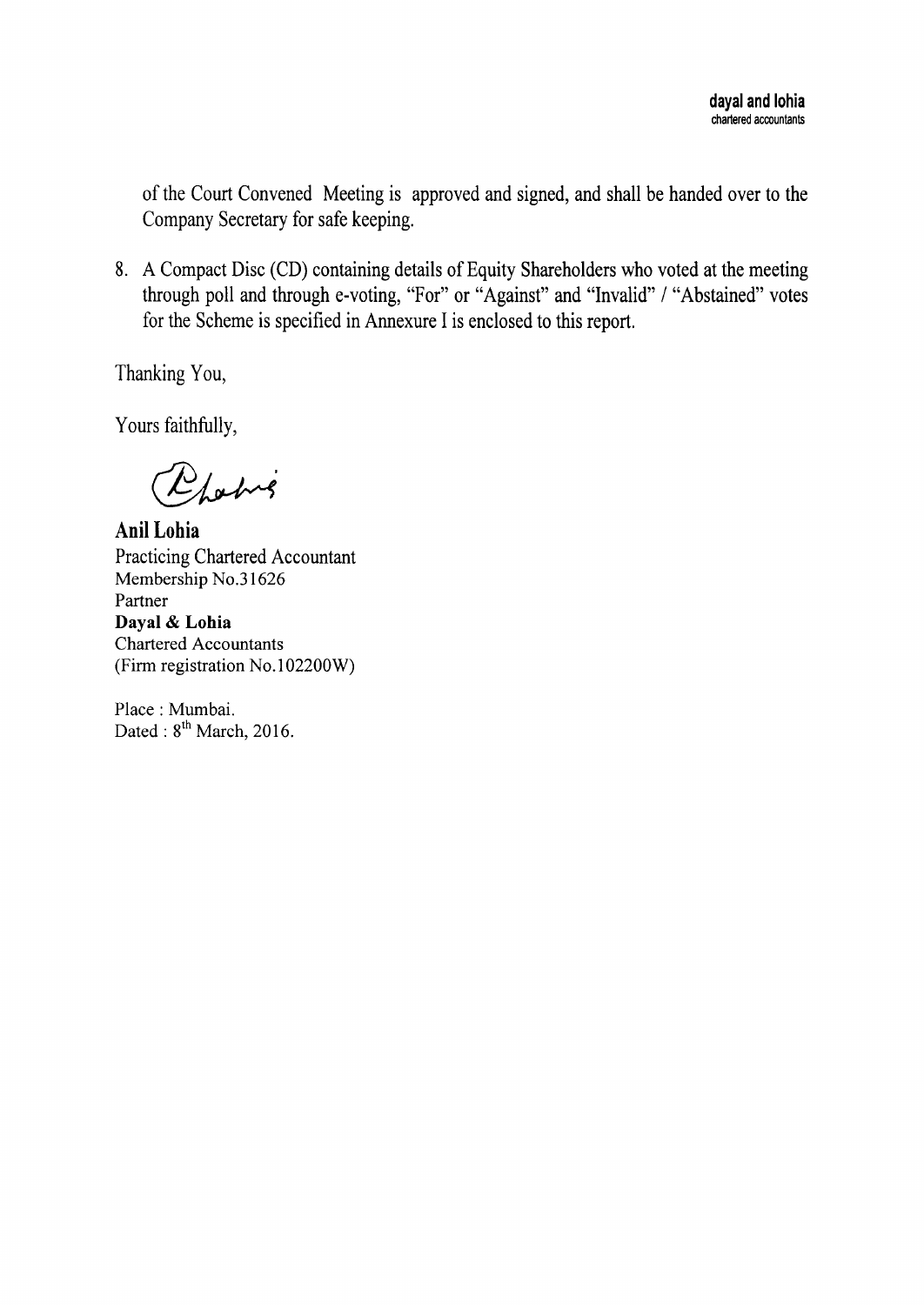of the Court Convened Meeting is approved and signed, and shall be handed over to the Company Secretary for safe keeping.

8. A Compact Disc (CD) containing details of Equity Shareholders who voted at the meeting through poll and through e-voting, "For" or "Against" and "Invalid" / "Abstained" votes for the Scheme is specified in Annexure I is enclosed to this report.

Thanking You,

Yours faithfully,

**Anil Lohia**
Practicing Chartered Accountant
Membership No.31626
Partner
**Dayal & Lohia**
Chartered Accountants
(Firm registration No.102200W)

Place : Mumbai.
Dated : 8th March, 2016.